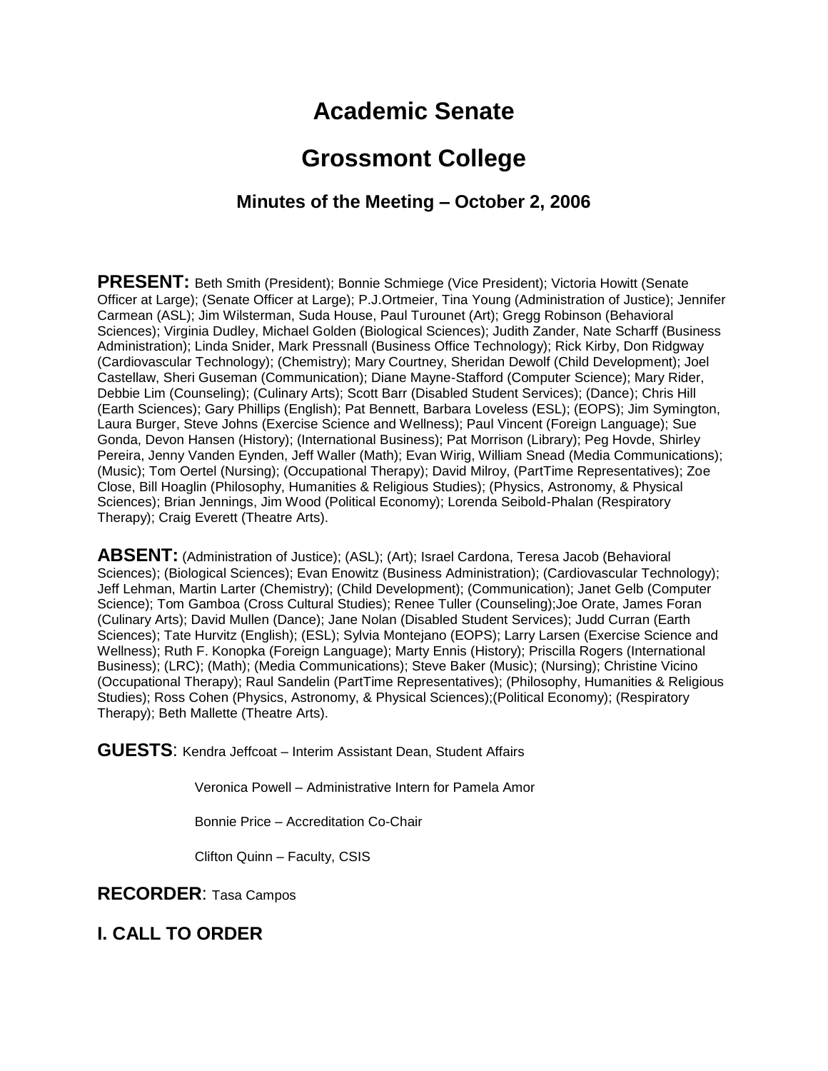# Academic Senate

# Grossmont College

### Minutes of the Meeting – October 2, 2006

**PRESENT:** Beth Smith (President); Bonnie Schmiege (Vice President); Victoria Howitt (Senate Officer at Large); (Senate Officer at Large); P.J.Ortmeier, Tina Young (Administration of Justice); Jennifer Carmean (ASL); Jim Wilsterman, Suda House, Paul Turounet (Art); Gregg Robinson (Behavioral Sciences); Virginia Dudley, Michael Golden (Biological Sciences); Judith Zander, Nate Scharff (Business Administration); Linda Snider, Mark Pressnall (Business Office Technology); Rick Kirby, Don Ridgway (Cardiovascular Technology); (Chemistry); Mary Courtney, Sheridan Dewolf (Child Development); Joel Castellaw, Sheri Guseman (Communication); Diane Mayne-Stafford (Computer Science); Mary Rider, Debbie Lim (Counseling); (Culinary Arts); Scott Barr (Disabled Student Services); (Dance); Chris Hill (Earth Sciences); Gary Phillips (English); Pat Bennett, Barbara Loveless (ESL); (EOPS); Jim Symington, Laura Burger, Steve Johns (Exercise Science and Wellness); Paul Vincent (Foreign Language); Sue Gonda, Devon Hansen (History); (International Business); Pat Morrison (Library); Peg Hovde, Shirley Pereira, Jenny Vanden Eynden, Jeff Waller (Math); Evan Wirig, William Snead (Media Communications); (Music); Tom Oertel (Nursing); (Occupational Therapy); David Milroy, (PartTime Representatives); Zoe Close, Bill Hoaglin (Philosophy, Humanities & Religious Studies); (Physics, Astronomy, & Physical Sciences); Brian Jennings, Jim Wood (Political Economy); Lorenda Seibold-Phalan (Respiratory Therapy); Craig Everett (Theatre Arts).

**ABSENT:** (Administration of Justice); (ASL); (Art); Israel Cardona, Teresa Jacob (Behavioral Sciences); (Biological Sciences); Evan Enowitz (Business Administration); (Cardiovascular Technology); Jeff Lehman, Martin Larter (Chemistry); (Child Development); (Communication); Janet Gelb (Computer Science); Tom Gamboa (Cross Cultural Studies); Renee Tuller (Counseling);Joe Orate, James Foran (Culinary Arts); David Mullen (Dance); Jane Nolan (Disabled Student Services); Judd Curran (Earth Sciences); Tate Hurvitz (English); (ESL); Sylvia Montejano (EOPS); Larry Larsen (Exercise Science and Wellness); Ruth F. Konopka (Foreign Language); Marty Ennis (History); Priscilla Rogers (International Business); (LRC); (Math); (Media Communications); Steve Baker (Music); (Nursing); Christine Vicino (Occupational Therapy); Raul Sandelin (PartTime Representatives); (Philosophy, Humanities & Religious Studies); Ross Cohen (Physics, Astronomy, & Physical Sciences);(Political Economy); (Respiratory Therapy); Beth Mallette (Theatre Arts).

**GUESTS**: Kendra Jeffcoat – Interim Assistant Dean, Student Affairs

Veronica Powell – Administrative Intern for Pamela Amor

Bonnie Price – Accreditation Co-Chair

Clifton Quinn – Faculty, CSIS

**RECORDER**: Tasa Campos

## I. CALL TO ORDER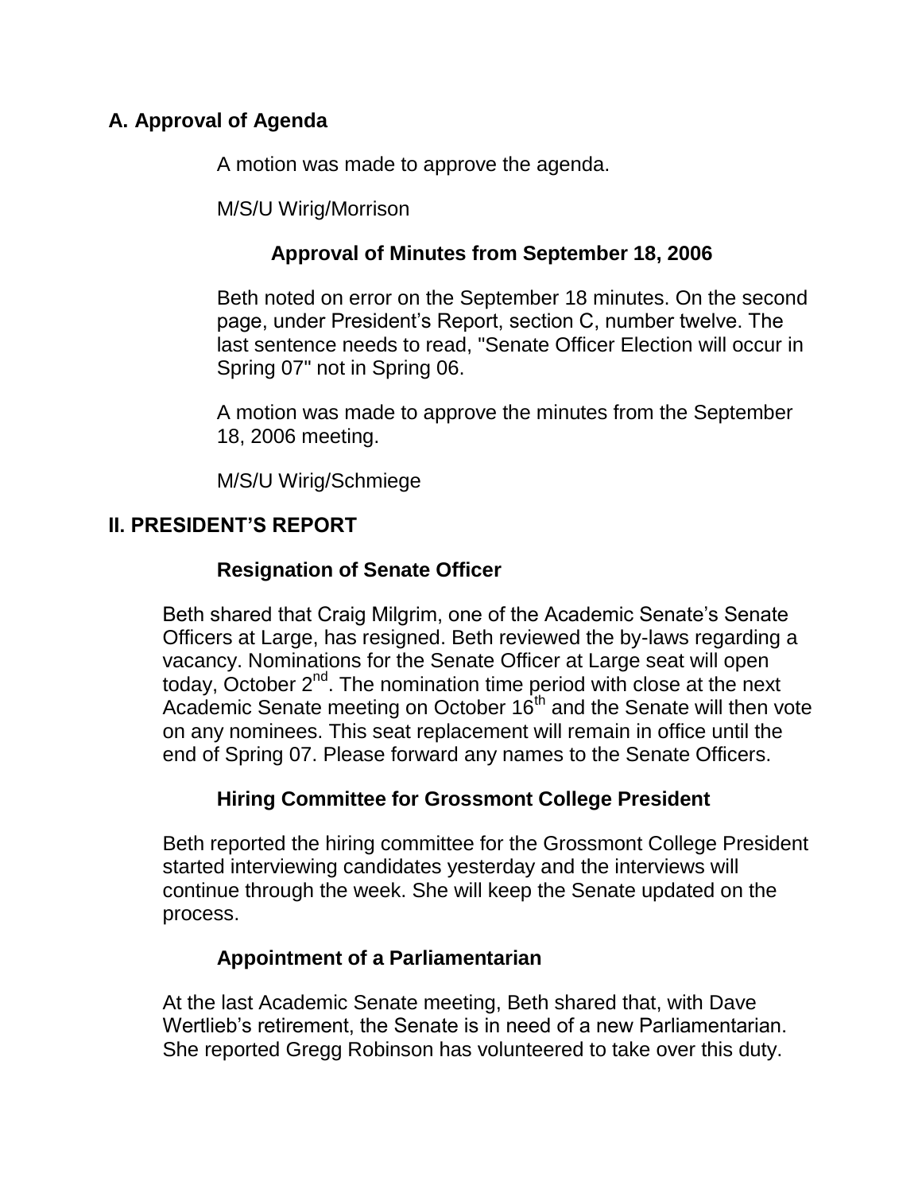## A. Approval of Agenda

A motion was made to approve the agenda.

M/S/U Wirig/Morrison

### Approval of Minutes from September 18, 2006

Beth noted on error on the September 18 minutes. On the second page, under President's Report, section C, number twelve. The last sentence needs to read, "Senate Officer Election will occur in Spring 07" not in Spring 06.

A motion was made to approve the minutes from the September 18, 2006 meeting.

M/S/U Wirig/Schmiege

## II. PRESIDENT'S REPORT

### Resignation of Senate Officer

Beth shared that Craig Milgrim, one of the Academic Senate's Senate Officers at Large, has resigned. Beth reviewed the by-laws regarding a vacancy. Nominations for the Senate Officer at Large seat will open today, October 2nd. The nomination time period with close at the next Academic Senate meeting on October 16th and the Senate will then vote on any nominees. This seat replacement will remain in office until the end of Spring 07. Please forward any names to the Senate Officers.

### Hiring Committee for Grossmont College President

Beth reported the hiring committee for the Grossmont College President started interviewing candidates yesterday and the interviews will continue through the week. She will keep the Senate updated on the process.

### Appointment of a Parliamentarian

At the last Academic Senate meeting, Beth shared that, with Dave Wertlieb's retirement, the Senate is in need of a new Parliamentarian. She reported Gregg Robinson has volunteered to take over this duty.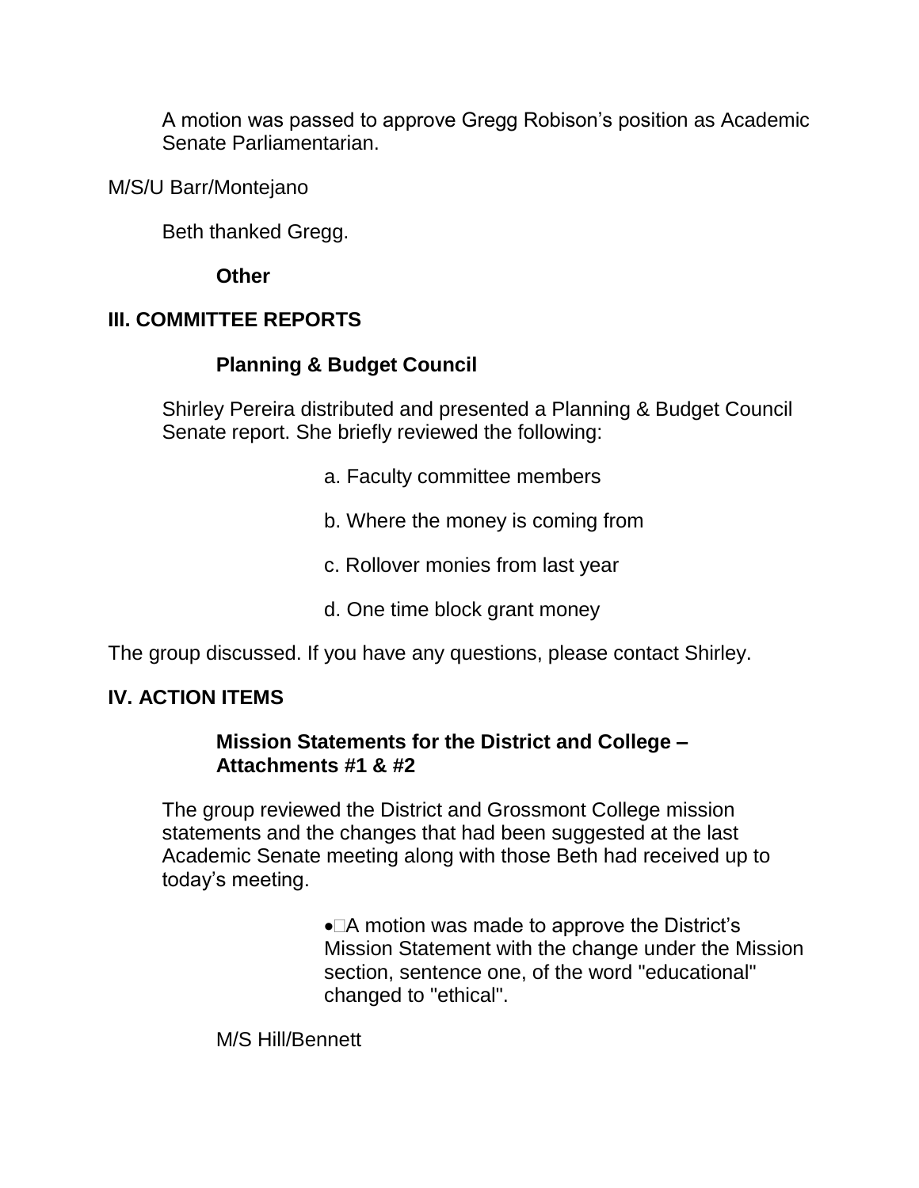A motion was passed to approve Gregg Robison's position as Academic Senate Parliamentarian.

M/S/U Barr/Montejano

Beth thanked Gregg.

**Other**

## III. COMMITTEE REPORTS

### Planning & Budget Council

Shirley Pereira distributed and presented a Planning & Budget Council Senate report. She briefly reviewed the following:

a. Faculty committee members

b. Where the money is coming from

c. Rollover monies from last year

d. One time block grant money

The group discussed. If you have any questions, please contact Shirley.

## IV. ACTION ITEMS

### Mission Statements for the District and College – Attachments #1 & #2

The group reviewed the District and Grossmont College mission statements and the changes that had been suggested at the last Academic Senate meeting along with those Beth had received up to today's meeting.

- A motion was made to approve the District's Mission Statement with the change under the Mission section, sentence one, of the word "educational" changed to "ethical".

M/S Hill/Bennett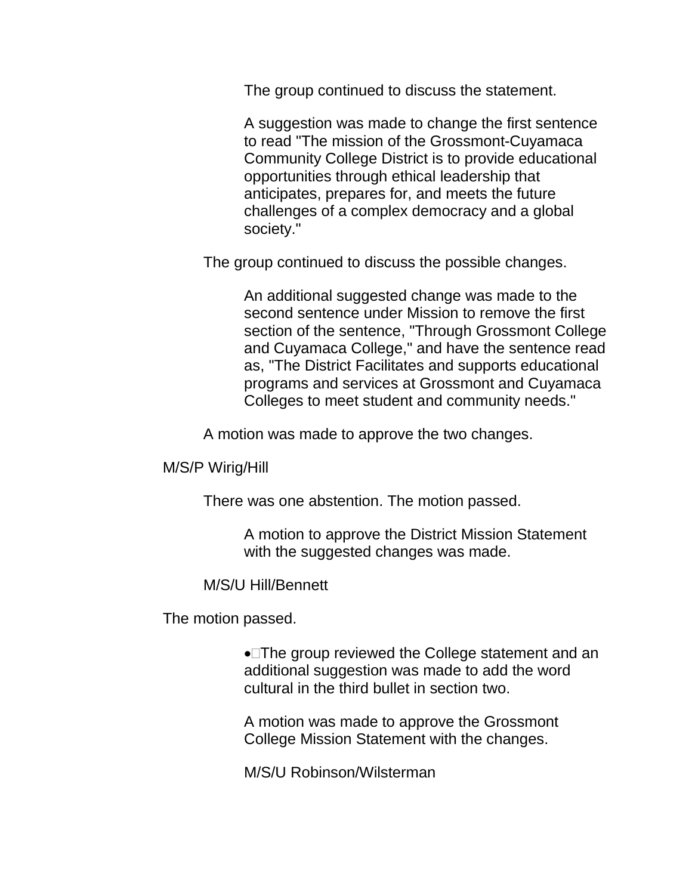The group continued to discuss the statement.

A suggestion was made to change the first sentence to read "The mission of the Grossmont-Cuyamaca Community College District is to provide educational opportunities through ethical leadership that anticipates, prepares for, and meets the future challenges of a complex democracy and a global society."

The group continued to discuss the possible changes.

An additional suggested change was made to the second sentence under Mission to remove the first section of the sentence, "Through Grossmont College and Cuyamaca College," and have the sentence read as, "The District Facilitates and supports educational programs and services at Grossmont and Cuyamaca Colleges to meet student and community needs."

A motion was made to approve the two changes.

M/S/P Wirig/Hill

There was one abstention. The motion passed.

A motion to approve the District Mission Statement with the suggested changes was made.

M/S/U Hill/Bennett

The motion passed.

- The group reviewed the College statement and an additional suggestion was made to add the word cultural in the third bullet in section two.

A motion was made to approve the Grossmont College Mission Statement with the changes.

M/S/U Robinson/Wilsterman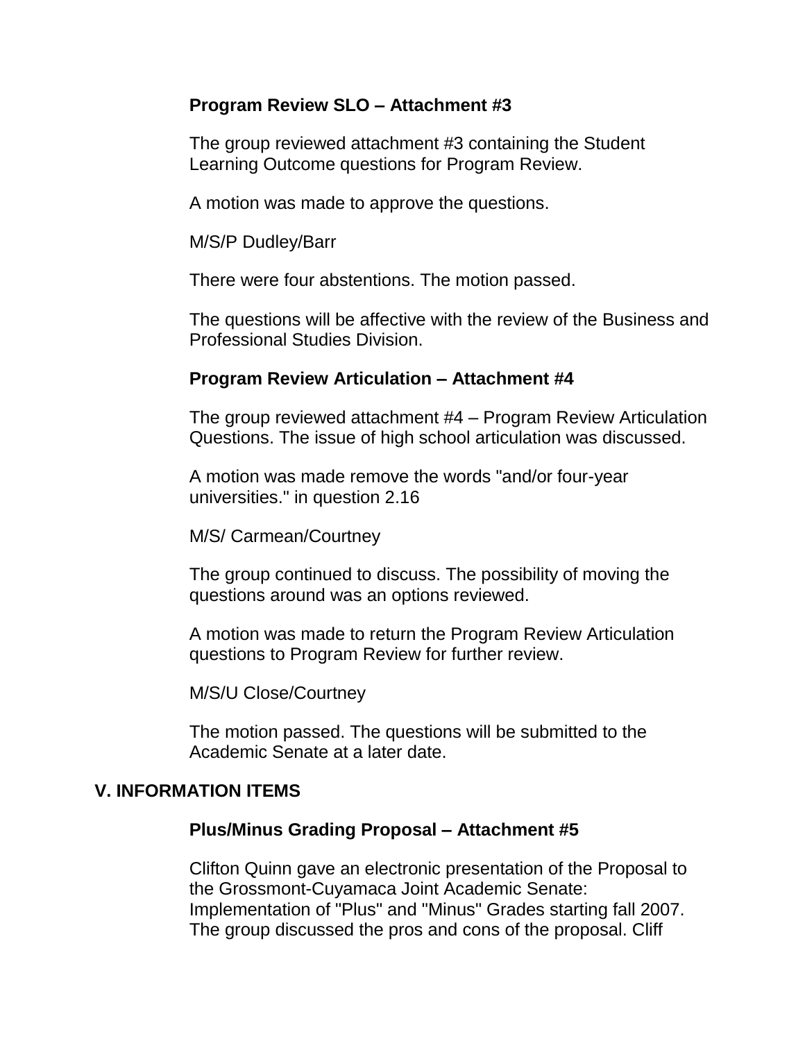### Program Review SLO – Attachment #3

The group reviewed attachment #3 containing the Student Learning Outcome questions for Program Review.

A motion was made to approve the questions.

M/S/P Dudley/Barr

There were four abstentions. The motion passed.

The questions will be affective with the review of the Business and Professional Studies Division.

### Program Review Articulation – Attachment #4

The group reviewed attachment #4 – Program Review Articulation Questions. The issue of high school articulation was discussed.

A motion was made remove the words "and/or four-year universities." in question 2.16

M/S/ Carmean/Courtney

The group continued to discuss. The possibility of moving the questions around was an options reviewed.

A motion was made to return the Program Review Articulation questions to Program Review for further review.

M/S/U Close/Courtney

The motion passed. The questions will be submitted to the Academic Senate at a later date.

## V. INFORMATION ITEMS

### Plus/Minus Grading Proposal – Attachment #5

Clifton Quinn gave an electronic presentation of the Proposal to the Grossmont-Cuyamaca Joint Academic Senate: Implementation of "Plus" and "Minus" Grades starting fall 2007. The group discussed the pros and cons of the proposal. Cliff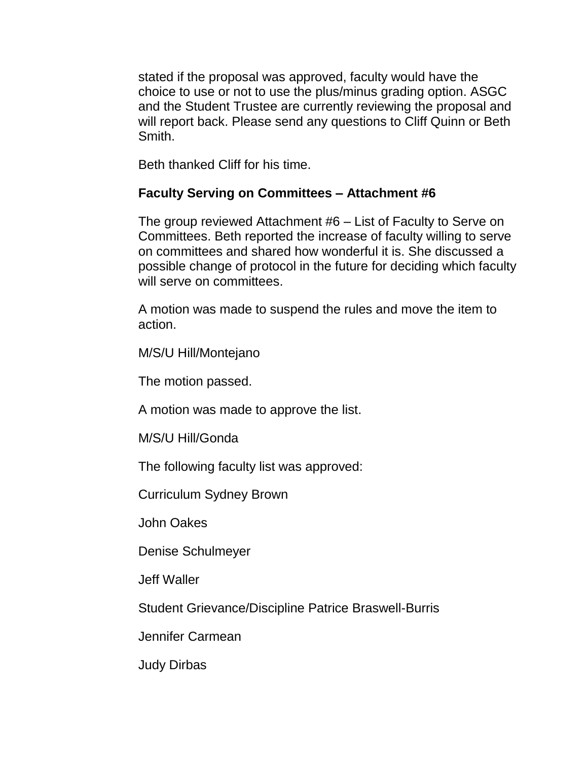stated if the proposal was approved, faculty would have the choice to use or not to use the plus/minus grading option. ASGC and the Student Trustee are currently reviewing the proposal and will report back. Please send any questions to Cliff Quinn or Beth Smith.

Beth thanked Cliff for his time.

**Faculty Serving on Committees – Attachment #6**

The group reviewed Attachment #6 – List of Faculty to Serve on Committees. Beth reported the increase of faculty willing to serve on committees and shared how wonderful it is. She discussed a possible change of protocol in the future for deciding which faculty will serve on committees.

A motion was made to suspend the rules and move the item to action.

M/S/U Hill/Montejano

The motion passed.

A motion was made to approve the list.

M/S/U Hill/Gonda

The following faculty list was approved:

Curriculum Sydney Brown

John Oakes

Denise Schulmeyer

Jeff Waller

Student Grievance/Discipline Patrice Braswell-Burris

Jennifer Carmean

Judy Dirbas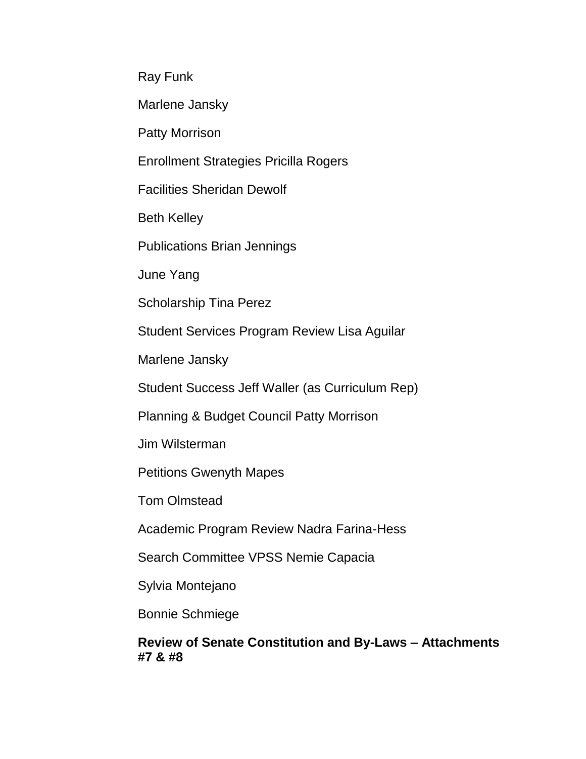Ray Funk

Marlene Jansky

Patty Morrison

Enrollment Strategies Pricilla Rogers

Facilities Sheridan Dewolf

Beth Kelley

Publications Brian Jennings

June Yang

Scholarship Tina Perez

Student Services Program Review Lisa Aguilar

Marlene Jansky

Student Success Jeff Waller (as Curriculum Rep)

Planning & Budget Council Patty Morrison

Jim Wilsterman

Petitions Gwenyth Mapes

Tom Olmstead

Academic Program Review Nadra Farina-Hess

Search Committee VPSS Nemie Capacia

Sylvia Montejano

Bonnie Schmiege

**Review of Senate Constitution and By-Laws – Attachments #7 & #8**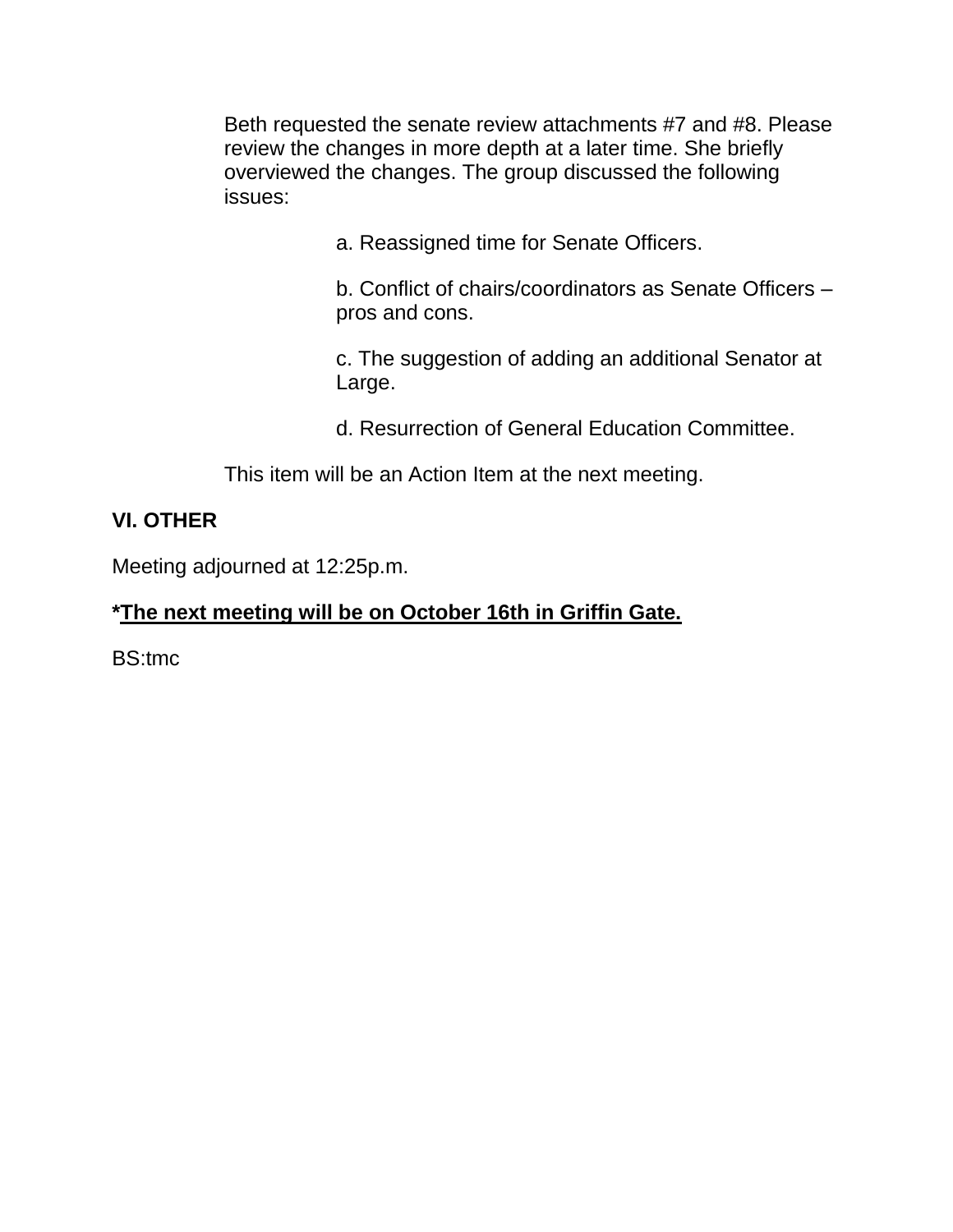Beth requested the senate review attachments #7 and #8. Please review the changes in more depth at a later time. She briefly overviewed the changes. The group discussed the following issues:

a. Reassigned time for Senate Officers.

b. Conflict of chairs/coordinators as Senate Officers – pros and cons.

c. The suggestion of adding an additional Senator at Large.

d. Resurrection of General Education Committee.

This item will be an Action Item at the next meeting.

**VI. OTHER**

Meeting adjourned at 12:25p.m.

**\*<u>The next meeting will be on October 16th in Griffin Gate.</u>**

BS:tmc